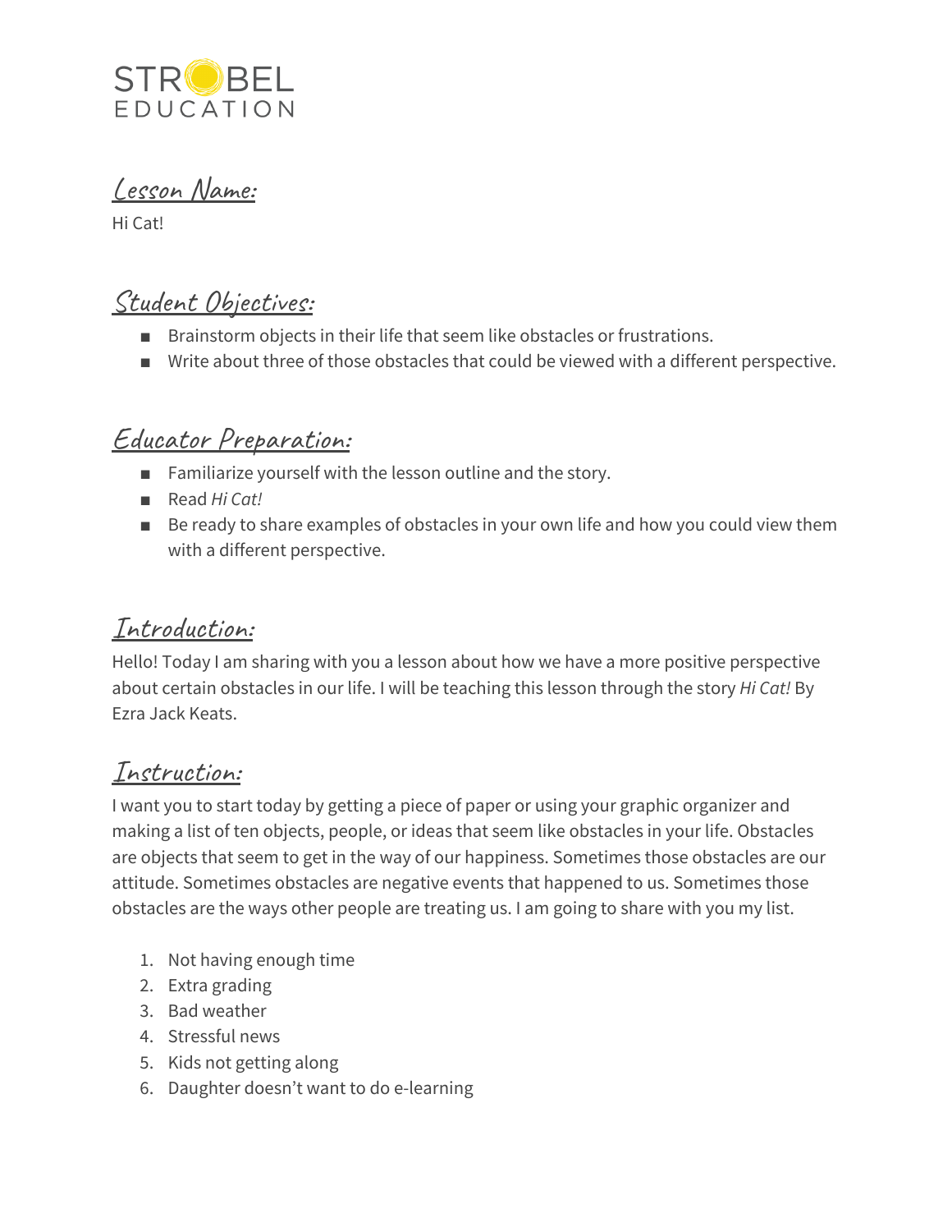STROBEL
EDUCATION

## Lesson Name:

Hi Cat!

## Student Objectives:

- Brainstorm objects in their life that seem like obstacles or frustrations.
- Write about three of those obstacles that could be viewed with a different perspective.

## Educator Preparation:

- Familiarize yourself with the lesson outline and the story.
- Read *Hi Cat!*
- Be ready to share examples of obstacles in your own life and how you could view them with a different perspective.

## Introduction:

Hello! Today I am sharing with you a lesson about how we have a more positive perspective about certain obstacles in our life. I will be teaching this lesson through the story *Hi Cat!* By Ezra Jack Keats.

## Instruction:

I want you to start today by getting a piece of paper or using your graphic organizer and making a list of ten objects, people, or ideas that seem like obstacles in your life. Obstacles are objects that seem to get in the way of our happiness. Sometimes those obstacles are our attitude. Sometimes obstacles are negative events that happened to us. Sometimes those obstacles are the ways other people are treating us. I am going to share with you my list.

1. Not having enough time
2. Extra grading
3. Bad weather
4. Stressful news
5. Kids not getting along
6. Daughter doesn't want to do e-learning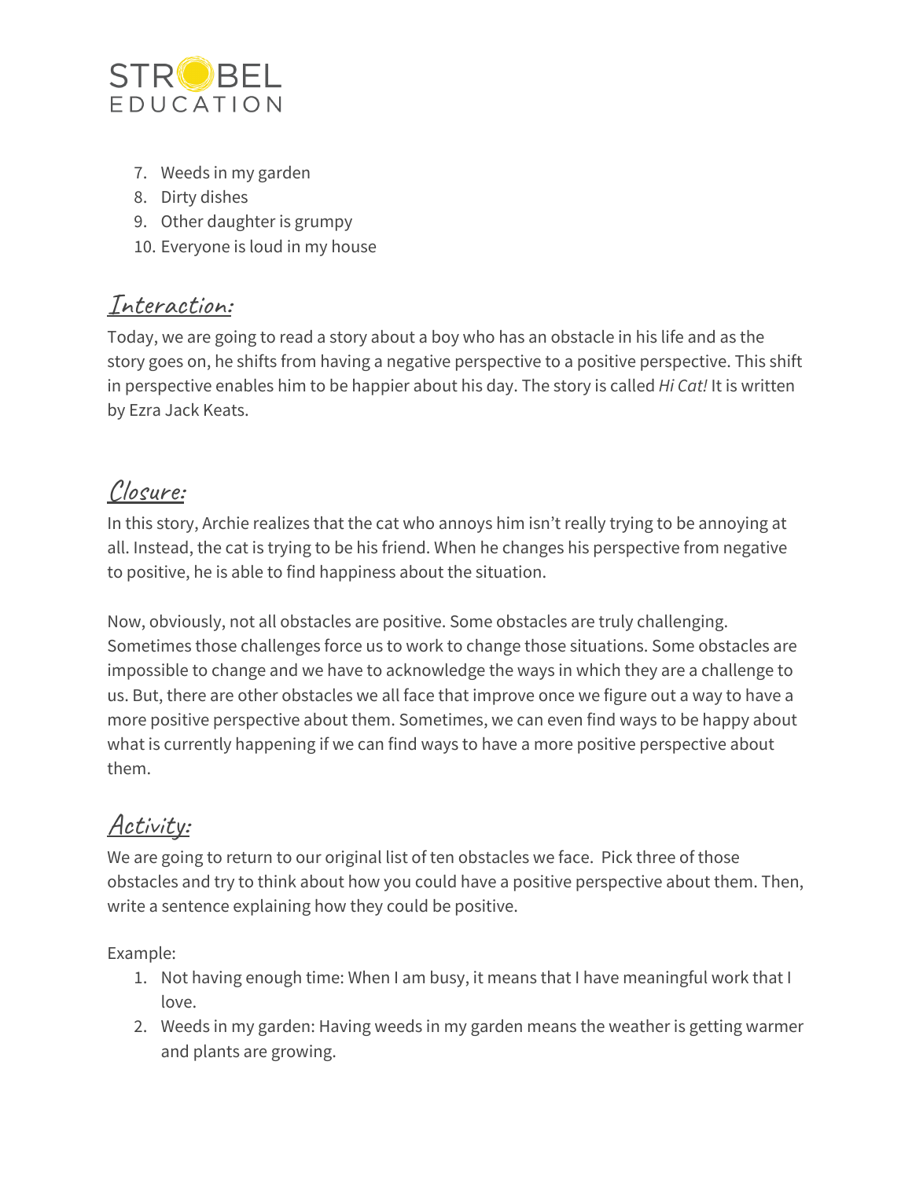7. Weeds in my garden
8. Dirty dishes
9. Other daughter is grumpy
10. Everyone is loud in my house

## Interaction:

Today, we are going to read a story about a boy who has an obstacle in his life and as the story goes on, he shifts from having a negative perspective to a positive perspective. This shift in perspective enables him to be happier about his day. The story is called *Hi Cat!* It is written by Ezra Jack Keats.

## Closure:

In this story, Archie realizes that the cat who annoys him isn't really trying to be annoying at all. Instead, the cat is trying to be his friend. When he changes his perspective from negative to positive, he is able to find happiness about the situation.

Now, obviously, not all obstacles are positive. Some obstacles are truly challenging. Sometimes those challenges force us to work to change those situations. Some obstacles are impossible to change and we have to acknowledge the ways in which they are a challenge to us. But, there are other obstacles we all face that improve once we figure out a way to have a more positive perspective about them. Sometimes, we can even find ways to be happy about what is currently happening if we can find ways to have a more positive perspective about them.

## Activity:

We are going to return to our original list of ten obstacles we face. Pick three of those obstacles and try to think about how you could have a positive perspective about them. Then, write a sentence explaining how they could be positive.

Example:

1. Not having enough time: When I am busy, it means that I have meaningful work that I love.
2. Weeds in my garden: Having weeds in my garden means the weather is getting warmer and plants are growing.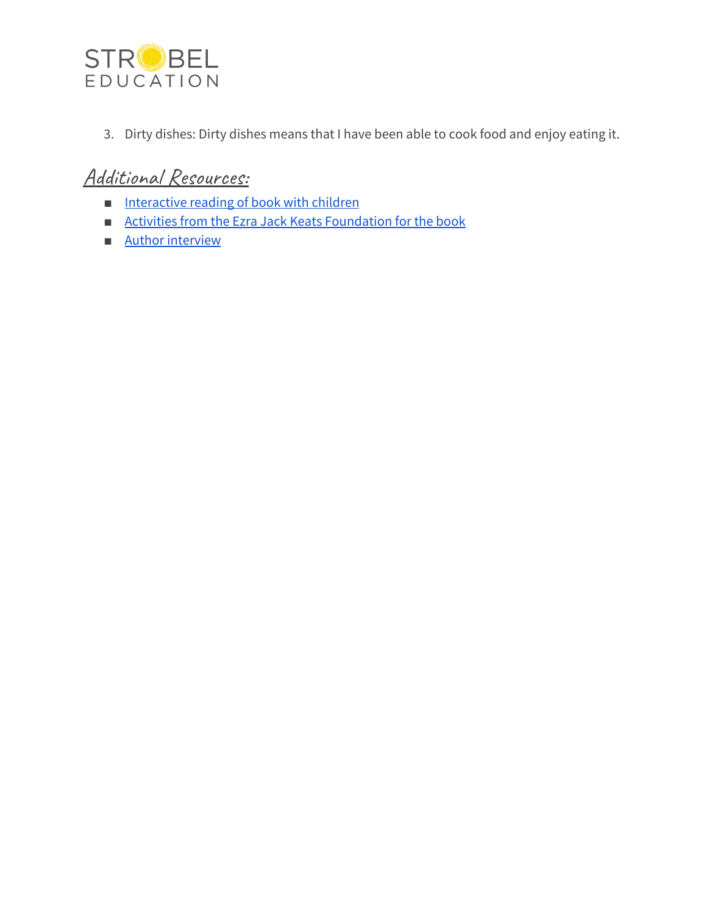3. Dirty dishes: Dirty dishes means that I have been able to cook food and enjoy eating it.

## Additional Resources:

- Interactive reading of book with children
- Activities from the Ezra Jack Keats Foundation for the book
- Author interview